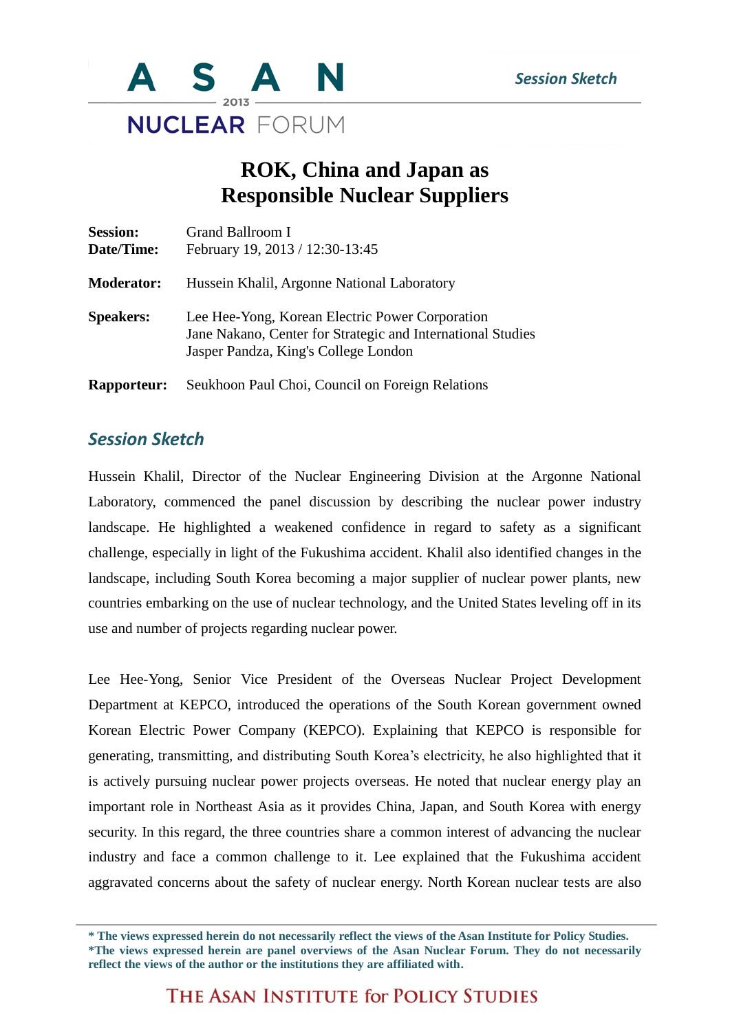# ASAN 2013 NUCLEAR FORUM

*Session Sketch*

# ROK, China and Japan as Responsible Nuclear Suppliers

**Session:** Grand Ballroom I
**Date/Time:** February 19, 2013 / 12:30-13:45

**Moderator:** Hussein Khalil, Argonne National Laboratory

**Speakers:** Lee Hee-Yong, Korean Electric Power Corporation
Jane Nakano, Center for Strategic and International Studies
Jasper Pandza, King's College London

**Rapporteur:** Seukhoon Paul Choi, Council on Foreign Relations

## *Session Sketch*

Hussein Khalil, Director of the Nuclear Engineering Division at the Argonne National Laboratory, commenced the panel discussion by describing the nuclear power industry landscape. He highlighted a weakened confidence in regard to safety as a significant challenge, especially in light of the Fukushima accident. Khalil also identified changes in the landscape, including South Korea becoming a major supplier of nuclear power plants, new countries embarking on the use of nuclear technology, and the United States leveling off in its use and number of projects regarding nuclear power.

Lee Hee-Yong, Senior Vice President of the Overseas Nuclear Project Development Department at KEPCO, introduced the operations of the South Korean government owned Korean Electric Power Company (KEPCO). Explaining that KEPCO is responsible for generating, transmitting, and distributing South Korea's electricity, he also highlighted that it is actively pursuing nuclear power projects overseas. He noted that nuclear energy play an important role in Northeast Asia as it provides China, Japan, and South Korea with energy security. In this regard, the three countries share a common interest of advancing the nuclear industry and face a common challenge to it. Lee explained that the Fukushima accident aggravated concerns about the safety of nuclear energy. North Korean nuclear tests are also

**\* The views expressed herein do not necessarily reflect the views of the Asan Institute for Policy Studies.**
**\*The views expressed herein are panel overviews of the Asan Nuclear Forum. They do not necessarily reflect the views of the author or the institutions they are affiliated with.**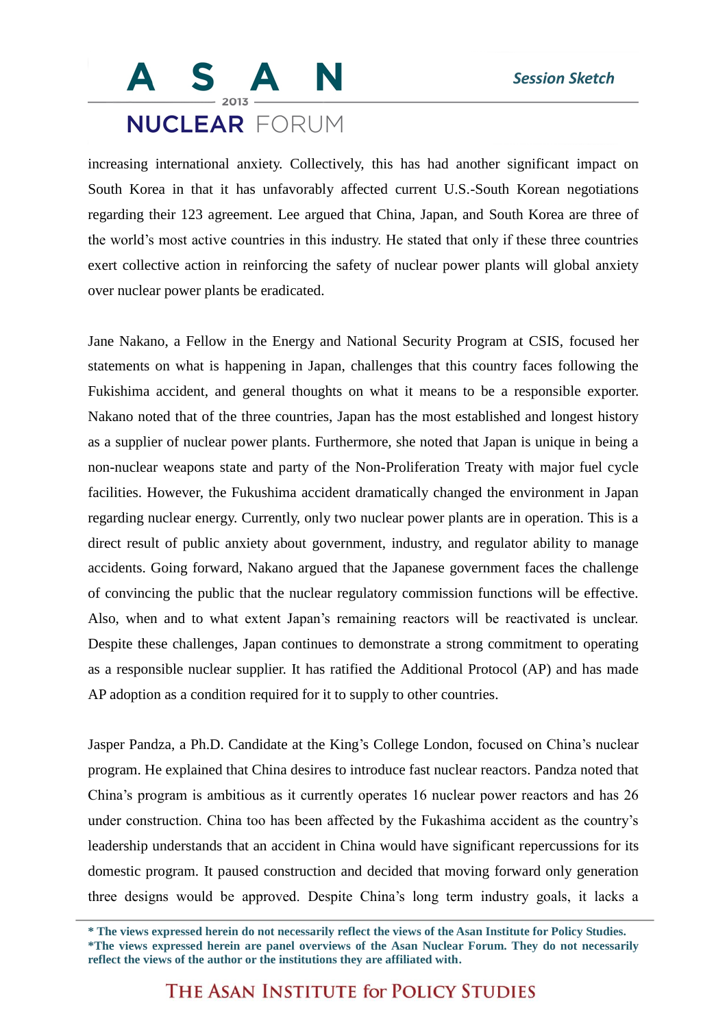increasing international anxiety. Collectively, this has had another significant impact on South Korea in that it has unfavorably affected current U.S.-South Korean negotiations regarding their 123 agreement. Lee argued that China, Japan, and South Korea are three of the world's most active countries in this industry. He stated that only if these three countries exert collective action in reinforcing the safety of nuclear power plants will global anxiety over nuclear power plants be eradicated.

Jane Nakano, a Fellow in the Energy and National Security Program at CSIS, focused her statements on what is happening in Japan, challenges that this country faces following the Fukishima accident, and general thoughts on what it means to be a responsible exporter. Nakano noted that of the three countries, Japan has the most established and longest history as a supplier of nuclear power plants. Furthermore, she noted that Japan is unique in being a non-nuclear weapons state and party of the Non-Proliferation Treaty with major fuel cycle facilities. However, the Fukushima accident dramatically changed the environment in Japan regarding nuclear energy. Currently, only two nuclear power plants are in operation. This is a direct result of public anxiety about government, industry, and regulator ability to manage accidents. Going forward, Nakano argued that the Japanese government faces the challenge of convincing the public that the nuclear regulatory commission functions will be effective. Also, when and to what extent Japan's remaining reactors will be reactivated is unclear. Despite these challenges, Japan continues to demonstrate a strong commitment to operating as a responsible nuclear supplier. It has ratified the Additional Protocol (AP) and has made AP adoption as a condition required for it to supply to other countries.

Jasper Pandza, a Ph.D. Candidate at the King's College London, focused on China's nuclear program. He explained that China desires to introduce fast nuclear reactors. Pandza noted that China's program is ambitious as it currently operates 16 nuclear power reactors and has 26 under construction. China too has been affected by the Fukashima accident as the country's leadership understands that an accident in China would have significant repercussions for its domestic program. It paused construction and decided that moving forward only generation three designs would be approved. Despite China's long term industry goals, it lacks a

**\* The views expressed herein do not necessarily reflect the views of the Asan Institute for Policy Studies.**
**\*The views expressed herein are panel overviews of the Asan Nuclear Forum. They do not necessarily reflect the views of the author or the institutions they are affiliated with.**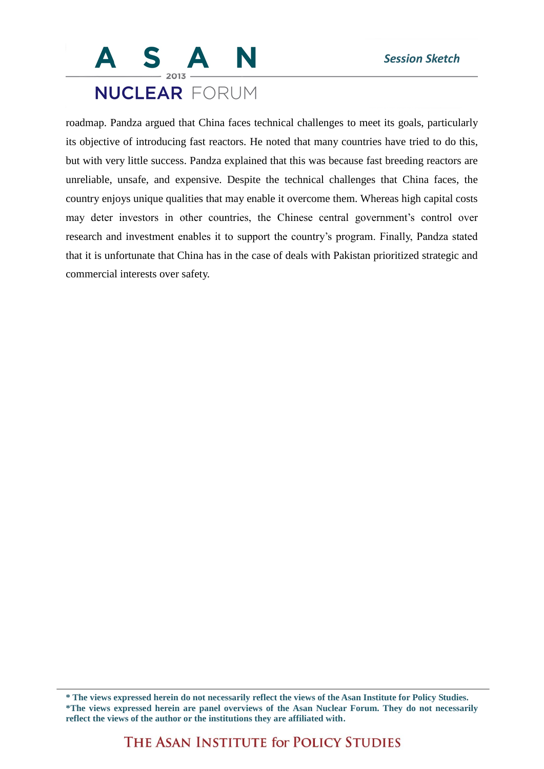roadmap. Pandza argued that China faces technical challenges to meet its goals, particularly its objective of introducing fast reactors. He noted that many countries have tried to do this, but with very little success. Pandza explained that this was because fast breeding reactors are unreliable, unsafe, and expensive. Despite the technical challenges that China faces, the country enjoys unique qualities that may enable it overcome them. Whereas high capital costs may deter investors in other countries, the Chinese central government's control over research and investment enables it to support the country's program. Finally, Pandza stated that it is unfortunate that China has in the case of deals with Pakistan prioritized strategic and commercial interests over safety.

**\* The views expressed herein do not necessarily reflect the views of the Asan Institute for Policy Studies.**
**\*The views expressed herein are panel overviews of the Asan Nuclear Forum. They do not necessarily reflect the views of the author or the institutions they are affiliated with.**